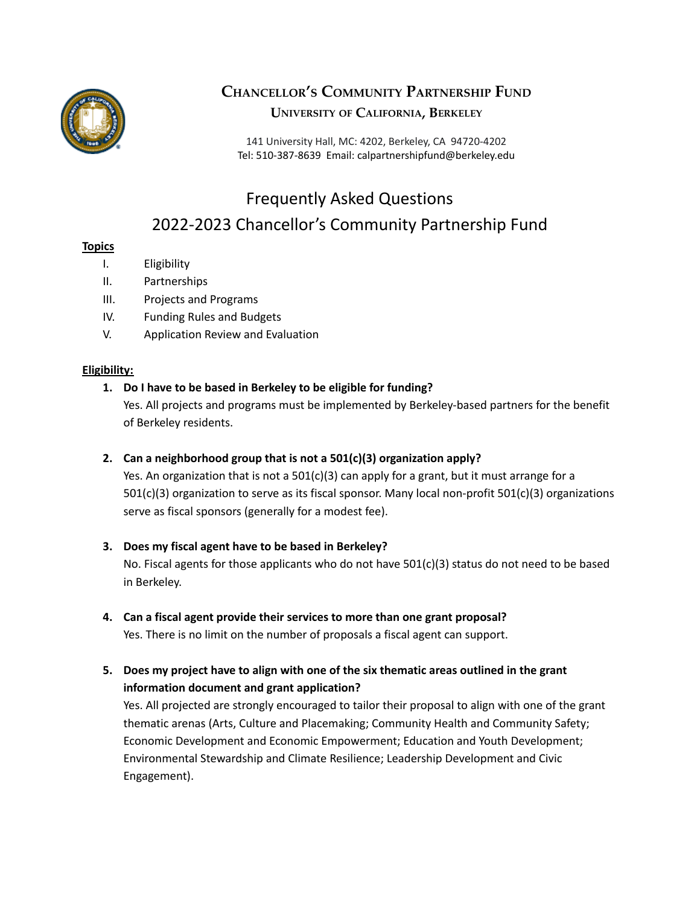# Chancellor's Community Partnership Fund

## University of California, Berkeley

141 University Hall, MC: 4202, Berkeley, CA 94720-4202
Tel: 510-387-8639 Email: calpartnershipfund@berkeley.edu

# Frequently Asked Questions
# 2022-2023 Chancellor's Community Partnership Fund

**Topics**

- I. Eligibility
- II. Partnerships
- III. Projects and Programs
- IV. Funding Rules and Budgets
- V. Application Review and Evaluation

**Eligibility:**

1. **Do I have to be based in Berkeley to be eligible for funding?**
   Yes. All projects and programs must be implemented by Berkeley-based partners for the benefit of Berkeley residents.

2. **Can a neighborhood group that is not a 501(c)(3) organization apply?**
   Yes. An organization that is not a 501(c)(3) can apply for a grant, but it must arrange for a 501(c)(3) organization to serve as its fiscal sponsor. Many local non-profit 501(c)(3) organizations serve as fiscal sponsors (generally for a modest fee).

3. **Does my fiscal agent have to be based in Berkeley?**
   No. Fiscal agents for those applicants who do not have 501(c)(3) status do not need to be based in Berkeley.

4. **Can a fiscal agent provide their services to more than one grant proposal?**
   Yes. There is no limit on the number of proposals a fiscal agent can support.

5. **Does my project have to align with one of the six thematic areas outlined in the grant information document and grant application?**
   Yes. All projected are strongly encouraged to tailor their proposal to align with one of the grant thematic arenas (Arts, Culture and Placemaking; Community Health and Community Safety; Economic Development and Economic Empowerment; Education and Youth Development; Environmental Stewardship and Climate Resilience; Leadership Development and Civic Engagement).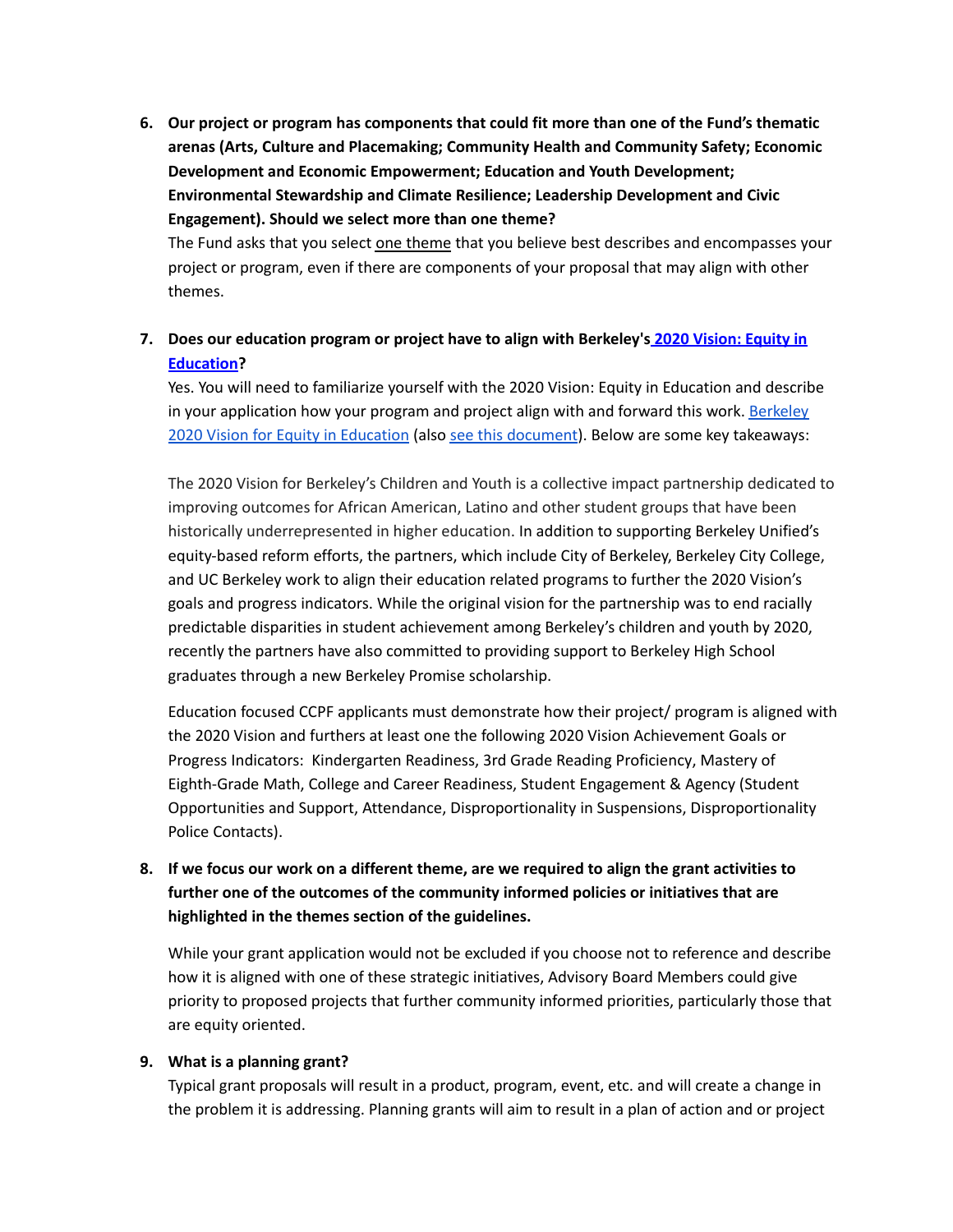6. **Our project or program has components that could fit more than one of the Fund's thematic arenas (Arts, Culture and Placemaking; Community Health and Community Safety; Economic Development and Economic Empowerment; Education and Youth Development; Environmental Stewardship and Climate Resilience; Leadership Development and Civic Engagement). Should we select more than one theme?**

   The Fund asks that you select one theme that you believe best describes and encompasses your project or program, even if there are components of your proposal that may align with other themes.

7. **Does our education program or project have to align with Berkeley's [2020 Vision: Equity in Education](#)?**

   Yes. You will need to familiarize yourself with the 2020 Vision: Equity in Education and describe in your application how your program and project align with and forward this work. [Berkeley 2020 Vision for Equity in Education](#) (also [see this document](#)). Below are some key takeaways:

   The 2020 Vision for Berkeley's Children and Youth is a collective impact partnership dedicated to improving outcomes for African American, Latino and other student groups that have been historically underrepresented in higher education. In addition to supporting Berkeley Unified's equity-based reform efforts, the partners, which include City of Berkeley, Berkeley City College, and UC Berkeley work to align their education related programs to further the 2020 Vision's goals and progress indicators. While the original vision for the partnership was to end racially predictable disparities in student achievement among Berkeley's children and youth by 2020, recently the partners have also committed to providing support to Berkeley High School graduates through a new Berkeley Promise scholarship.

   Education focused CCPF applicants must demonstrate how their project/ program is aligned with the 2020 Vision and furthers at least one the following 2020 Vision Achievement Goals or Progress Indicators: Kindergarten Readiness, 3rd Grade Reading Proficiency, Mastery of Eighth-Grade Math, College and Career Readiness, Student Engagement & Agency (Student Opportunities and Support, Attendance, Disproportionality in Suspensions, Disproportionality Police Contacts).

8. **If we focus our work on a different theme, are we required to align the grant activities to further one of the outcomes of the community informed policies or initiatives that are highlighted in the themes section of the guidelines.**

   While your grant application would not be excluded if you choose not to reference and describe how it is aligned with one of these strategic initiatives, Advisory Board Members could give priority to proposed projects that further community informed priorities, particularly those that are equity oriented.

9. **What is a planning grant?**

   Typical grant proposals will result in a product, program, event, etc. and will create a change in the problem it is addressing. Planning grants will aim to result in a plan of action and or project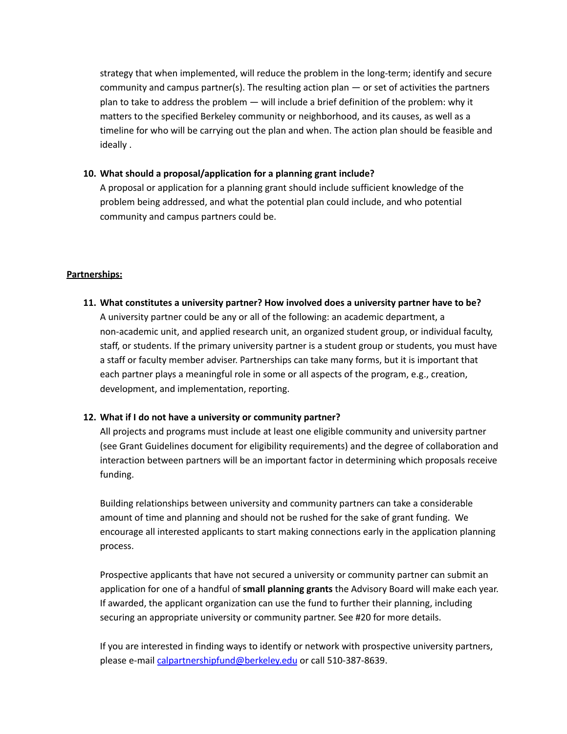strategy that when implemented, will reduce the problem in the long-term; identify and secure community and campus partner(s). The resulting action plan — or set of activities the partners plan to take to address the problem — will include a brief definition of the problem: why it matters to the specified Berkeley community or neighborhood, and its causes, as well as a timeline for who will be carrying out the plan and when. The action plan should be feasible and ideally .

10. **What should a proposal/application for a planning grant include?**
    A proposal or application for a planning grant should include sufficient knowledge of the problem being addressed, and what the potential plan could include, and who potential community and campus partners could be.

**<u>Partnerships:</u>**

11. **What constitutes a university partner? How involved does a university partner have to be?**
    A university partner could be any or all of the following: an academic department, a non-academic unit, and applied research unit, an organized student group, or individual faculty, staff, or students. If the primary university partner is a student group or students, you must have a staff or faculty member adviser. Partnerships can take many forms, but it is important that each partner plays a meaningful role in some or all aspects of the program, e.g., creation, development, and implementation, reporting.

12. **What if I do not have a university or community partner?**
    All projects and programs must include at least one eligible community and university partner (see Grant Guidelines document for eligibility requirements) and the degree of collaboration and interaction between partners will be an important factor in determining which proposals receive funding.

    Building relationships between university and community partners can take a considerable amount of time and planning and should not be rushed for the sake of grant funding. We encourage all interested applicants to start making connections early in the application planning process.

    Prospective applicants that have not secured a university or community partner can submit an application for one of a handful of **small planning grants** the Advisory Board will make each year. If awarded, the applicant organization can use the fund to further their planning, including securing an appropriate university or community partner. See #20 for more details.

    If you are interested in finding ways to identify or network with prospective university partners, please e-mail calpartnershipfund@berkeley.edu or call 510-387-8639.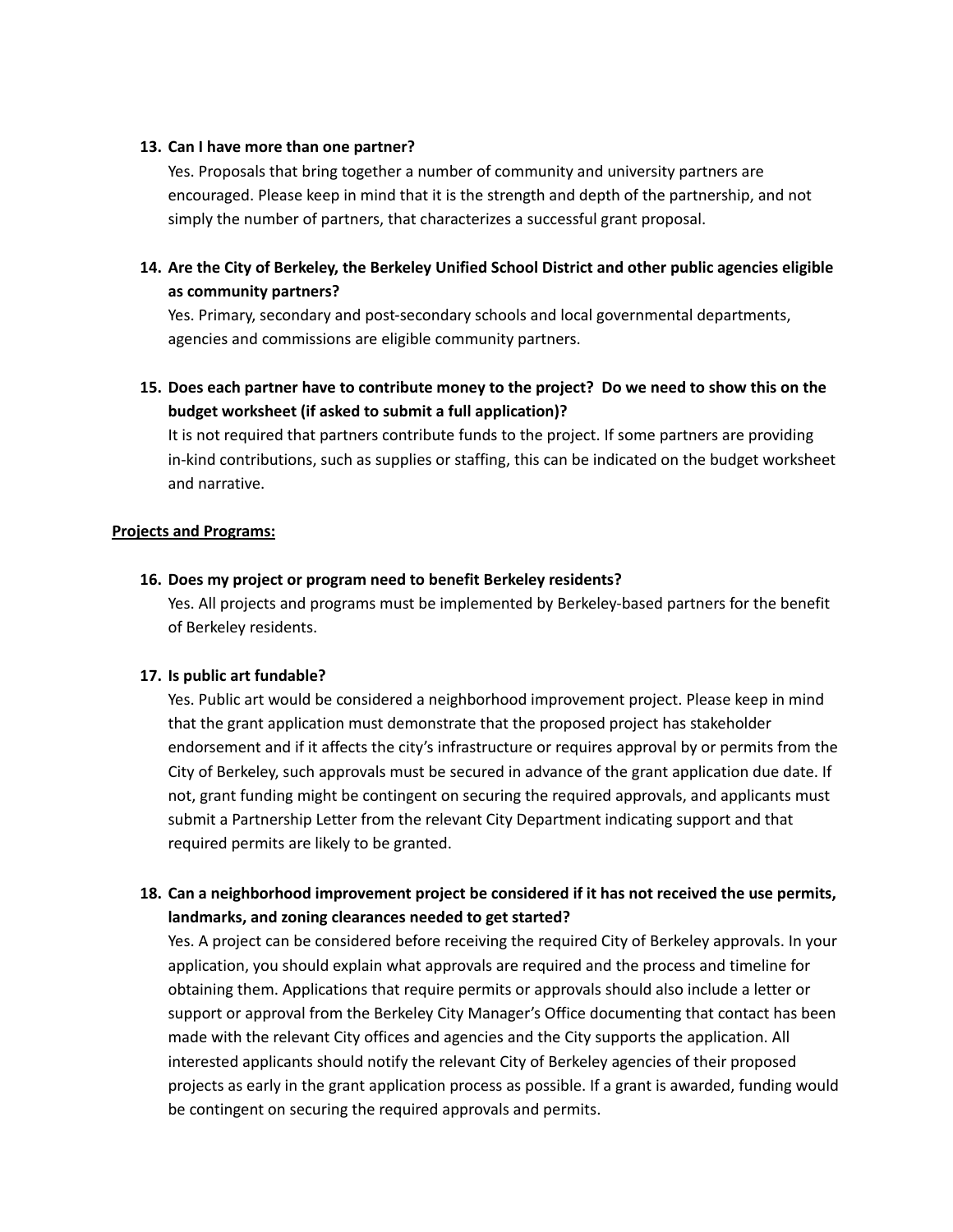13. **Can I have more than one partner?**

    Yes. Proposals that bring together a number of community and university partners are encouraged. Please keep in mind that it is the strength and depth of the partnership, and not simply the number of partners, that characterizes a successful grant proposal.

14. **Are the City of Berkeley, the Berkeley Unified School District and other public agencies eligible as community partners?**

    Yes. Primary, secondary and post-secondary schools and local governmental departments, agencies and commissions are eligible community partners.

15. **Does each partner have to contribute money to the project? Do we need to show this on the budget worksheet (if asked to submit a full application)?**

    It is not required that partners contribute funds to the project. If some partners are providing in-kind contributions, such as supplies or staffing, this can be indicated on the budget worksheet and narrative.

**Projects and Programs:**

16. **Does my project or program need to benefit Berkeley residents?**

    Yes. All projects and programs must be implemented by Berkeley-based partners for the benefit of Berkeley residents.

17. **Is public art fundable?**

    Yes. Public art would be considered a neighborhood improvement project. Please keep in mind that the grant application must demonstrate that the proposed project has stakeholder endorsement and if it affects the city's infrastructure or requires approval by or permits from the City of Berkeley, such approvals must be secured in advance of the grant application due date. If not, grant funding might be contingent on securing the required approvals, and applicants must submit a Partnership Letter from the relevant City Department indicating support and that required permits are likely to be granted.

18. **Can a neighborhood improvement project be considered if it has not received the use permits, landmarks, and zoning clearances needed to get started?**

    Yes. A project can be considered before receiving the required City of Berkeley approvals. In your application, you should explain what approvals are required and the process and timeline for obtaining them. Applications that require permits or approvals should also include a letter or support or approval from the Berkeley City Manager's Office documenting that contact has been made with the relevant City offices and agencies and the City supports the application. All interested applicants should notify the relevant City of Berkeley agencies of their proposed projects as early in the grant application process as possible. If a grant is awarded, funding would be contingent on securing the required approvals and permits.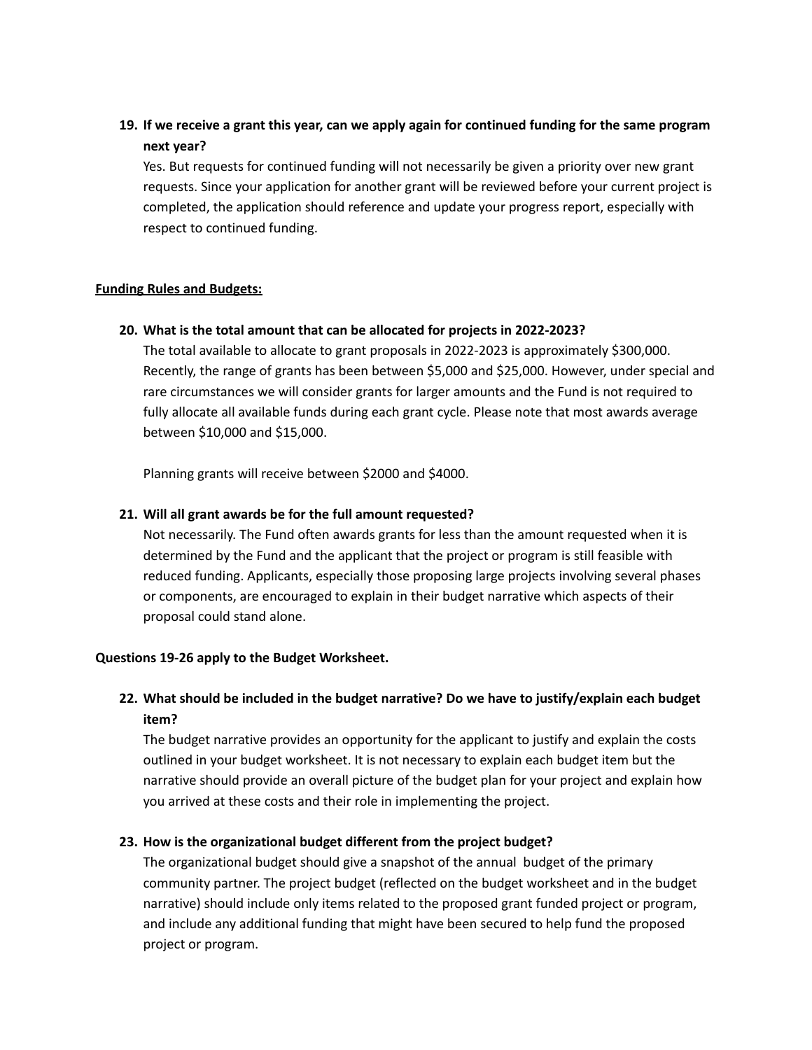19. **If we receive a grant this year, can we apply again for continued funding for the same program next year?**

    Yes. But requests for continued funding will not necessarily be given a priority over new grant requests. Since your application for another grant will be reviewed before your current project is completed, the application should reference and update your progress report, especially with respect to continued funding.

**Funding Rules and Budgets:**

20. **What is the total amount that can be allocated for projects in 2022-2023?**

    The total available to allocate to grant proposals in 2022-2023 is approximately $300,000. Recently, the range of grants has been between $5,000 and $25,000. However, under special and rare circumstances we will consider grants for larger amounts and the Fund is not required to fully allocate all available funds during each grant cycle. Please note that most awards average between $10,000 and $15,000.

    Planning grants will receive between $2000 and $4000.

21. **Will all grant awards be for the full amount requested?**

    Not necessarily. The Fund often awards grants for less than the amount requested when it is determined by the Fund and the applicant that the project or program is still feasible with reduced funding. Applicants, especially those proposing large projects involving several phases or components, are encouraged to explain in their budget narrative which aspects of their proposal could stand alone.

**Questions 19-26 apply to the Budget Worksheet.**

22. **What should be included in the budget narrative? Do we have to justify/explain each budget item?**

    The budget narrative provides an opportunity for the applicant to justify and explain the costs outlined in your budget worksheet. It is not necessary to explain each budget item but the narrative should provide an overall picture of the budget plan for your project and explain how you arrived at these costs and their role in implementing the project.

23. **How is the organizational budget different from the project budget?**

    The organizational budget should give a snapshot of the annual budget of the primary community partner. The project budget (reflected on the budget worksheet and in the budget narrative) should include only items related to the proposed grant funded project or program, and include any additional funding that might have been secured to help fund the proposed project or program.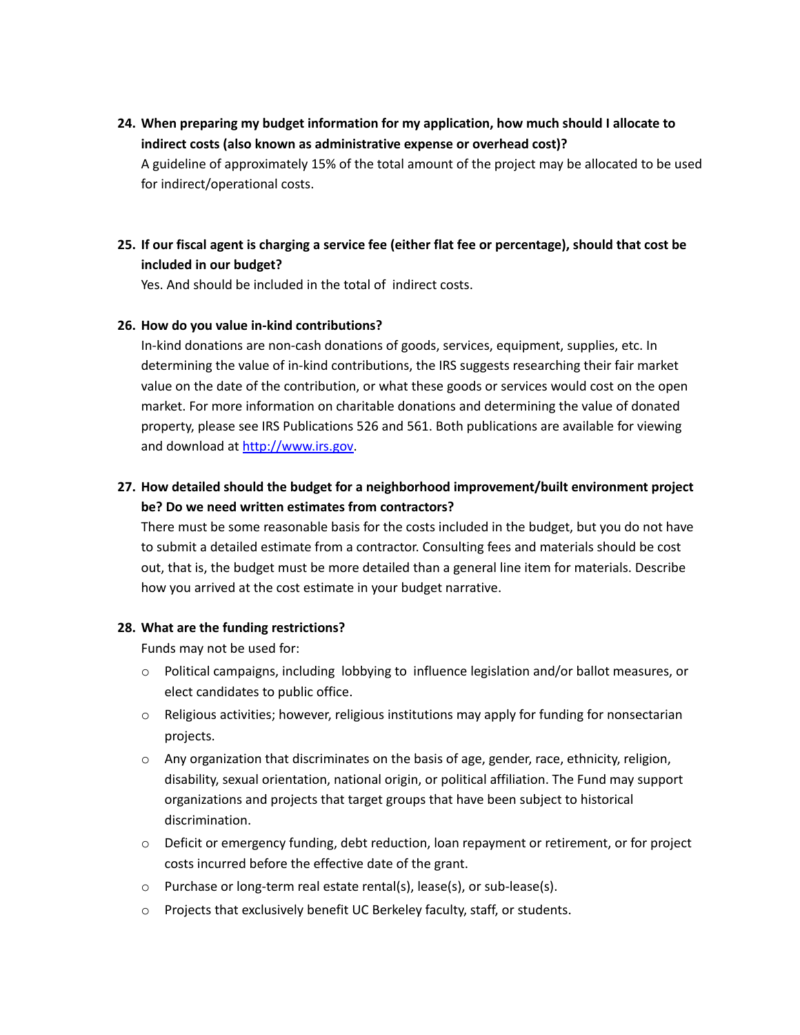24. **When preparing my budget information for my application, how much should I allocate to indirect costs (also known as administrative expense or overhead cost)?**
    A guideline of approximately 15% of the total amount of the project may be allocated to be used for indirect/operational costs.

25. **If our fiscal agent is charging a service fee (either flat fee or percentage), should that cost be included in our budget?**
    Yes. And should be included in the total of indirect costs.

26. **How do you value in-kind contributions?**
    In-kind donations are non-cash donations of goods, services, equipment, supplies, etc. In determining the value of in-kind contributions, the IRS suggests researching their fair market value on the date of the contribution, or what these goods or services would cost on the open market. For more information on charitable donations and determining the value of donated property, please see IRS Publications 526 and 561. Both publications are available for viewing and download at [http://www.irs.gov](http://www.irs.gov).

27. **How detailed should the budget for a neighborhood improvement/built environment project be? Do we need written estimates from contractors?**
    There must be some reasonable basis for the costs included in the budget, but you do not have to submit a detailed estimate from a contractor. Consulting fees and materials should be cost out, that is, the budget must be more detailed than a general line item for materials. Describe how you arrived at the cost estimate in your budget narrative.

28. **What are the funding restrictions?**
    Funds may not be used for:
    - Political campaigns, including lobbying to influence legislation and/or ballot measures, or elect candidates to public office.
    - Religious activities; however, religious institutions may apply for funding for nonsectarian projects.
    - Any organization that discriminates on the basis of age, gender, race, ethnicity, religion, disability, sexual orientation, national origin, or political affiliation. The Fund may support organizations and projects that target groups that have been subject to historical discrimination.
    - Deficit or emergency funding, debt reduction, loan repayment or retirement, or for project costs incurred before the effective date of the grant.
    - Purchase or long-term real estate rental(s), lease(s), or sub-lease(s).
    - Projects that exclusively benefit UC Berkeley faculty, staff, or students.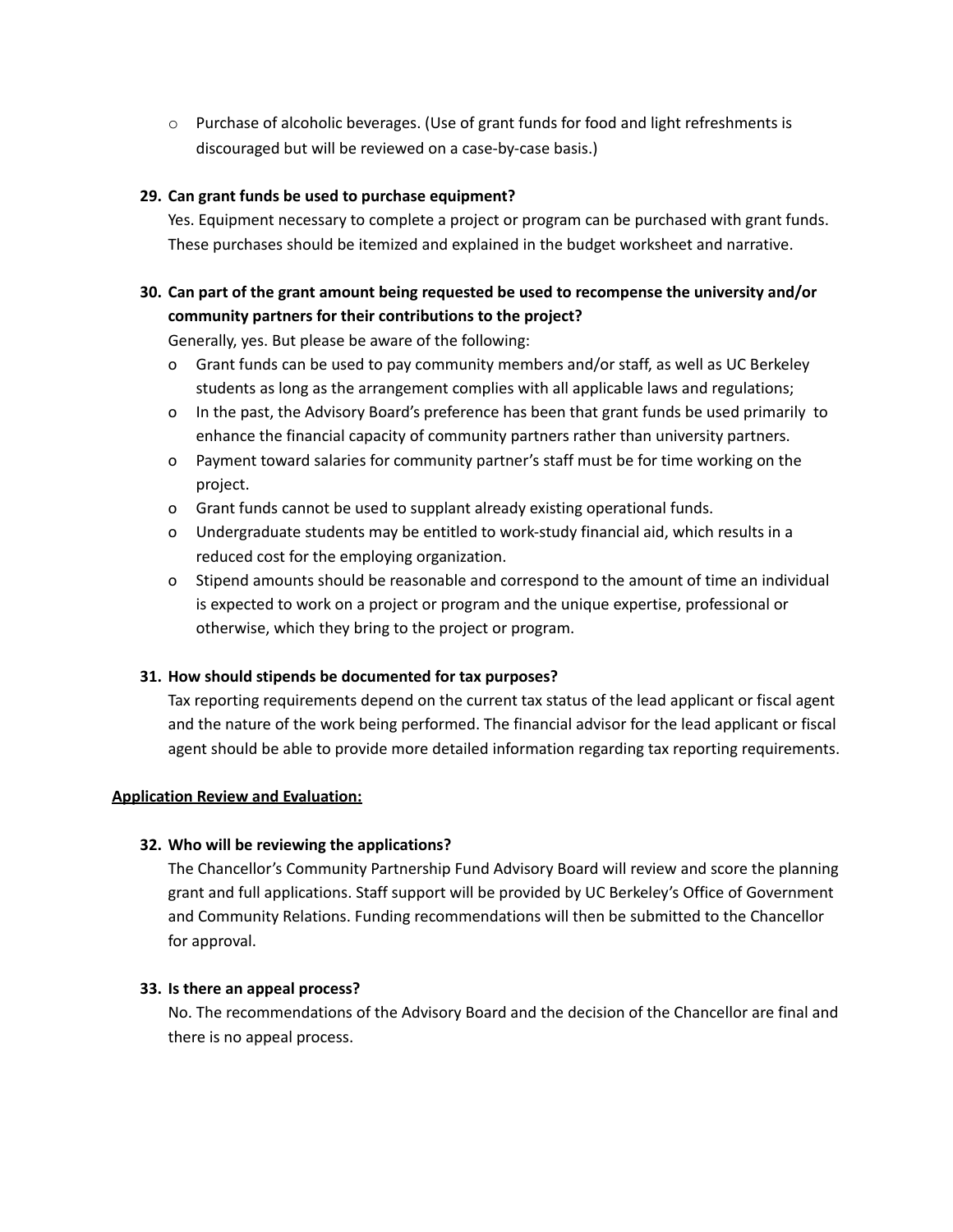- Purchase of alcoholic beverages. (Use of grant funds for food and light refreshments is discouraged but will be reviewed on a case-by-case basis.)

**29. Can grant funds be used to purchase equipment?**

Yes. Equipment necessary to complete a project or program can be purchased with grant funds. These purchases should be itemized and explained in the budget worksheet and narrative.

**30. Can part of the grant amount being requested be used to recompense the university and/or community partners for their contributions to the project?**

Generally, yes. But please be aware of the following:

- Grant funds can be used to pay community members and/or staff, as well as UC Berkeley students as long as the arrangement complies with all applicable laws and regulations;
- In the past, the Advisory Board's preference has been that grant funds be used primarily to enhance the financial capacity of community partners rather than university partners.
- Payment toward salaries for community partner's staff must be for time working on the project.
- Grant funds cannot be used to supplant already existing operational funds.
- Undergraduate students may be entitled to work-study financial aid, which results in a reduced cost for the employing organization.
- Stipend amounts should be reasonable and correspond to the amount of time an individual is expected to work on a project or program and the unique expertise, professional or otherwise, which they bring to the project or program.

**31. How should stipends be documented for tax purposes?**

Tax reporting requirements depend on the current tax status of the lead applicant or fiscal agent and the nature of the work being performed. The financial advisor for the lead applicant or fiscal agent should be able to provide more detailed information regarding tax reporting requirements.

## Application Review and Evaluation:

**32. Who will be reviewing the applications?**

The Chancellor's Community Partnership Fund Advisory Board will review and score the planning grant and full applications. Staff support will be provided by UC Berkeley's Office of Government and Community Relations. Funding recommendations will then be submitted to the Chancellor for approval.

**33. Is there an appeal process?**

No. The recommendations of the Advisory Board and the decision of the Chancellor are final and there is no appeal process.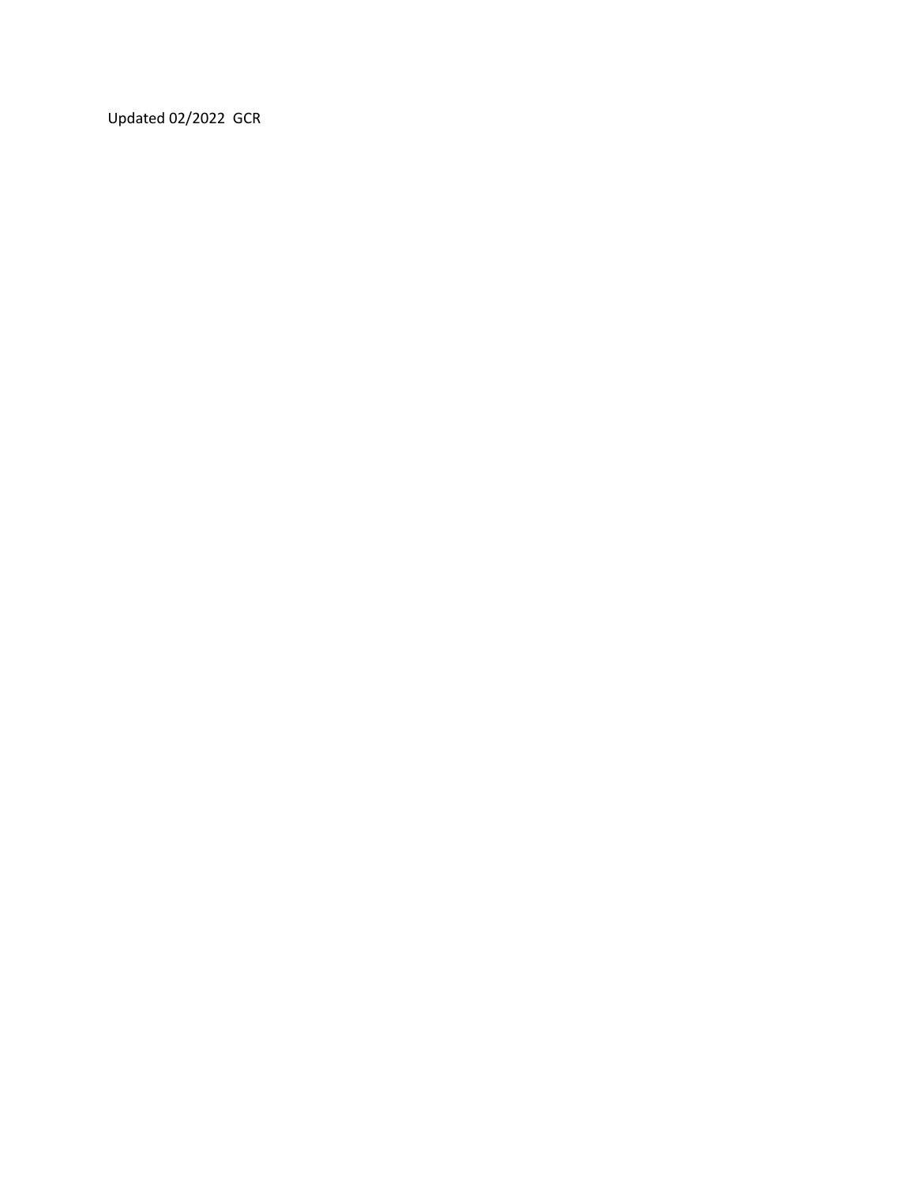Updated 02/2022 GCR